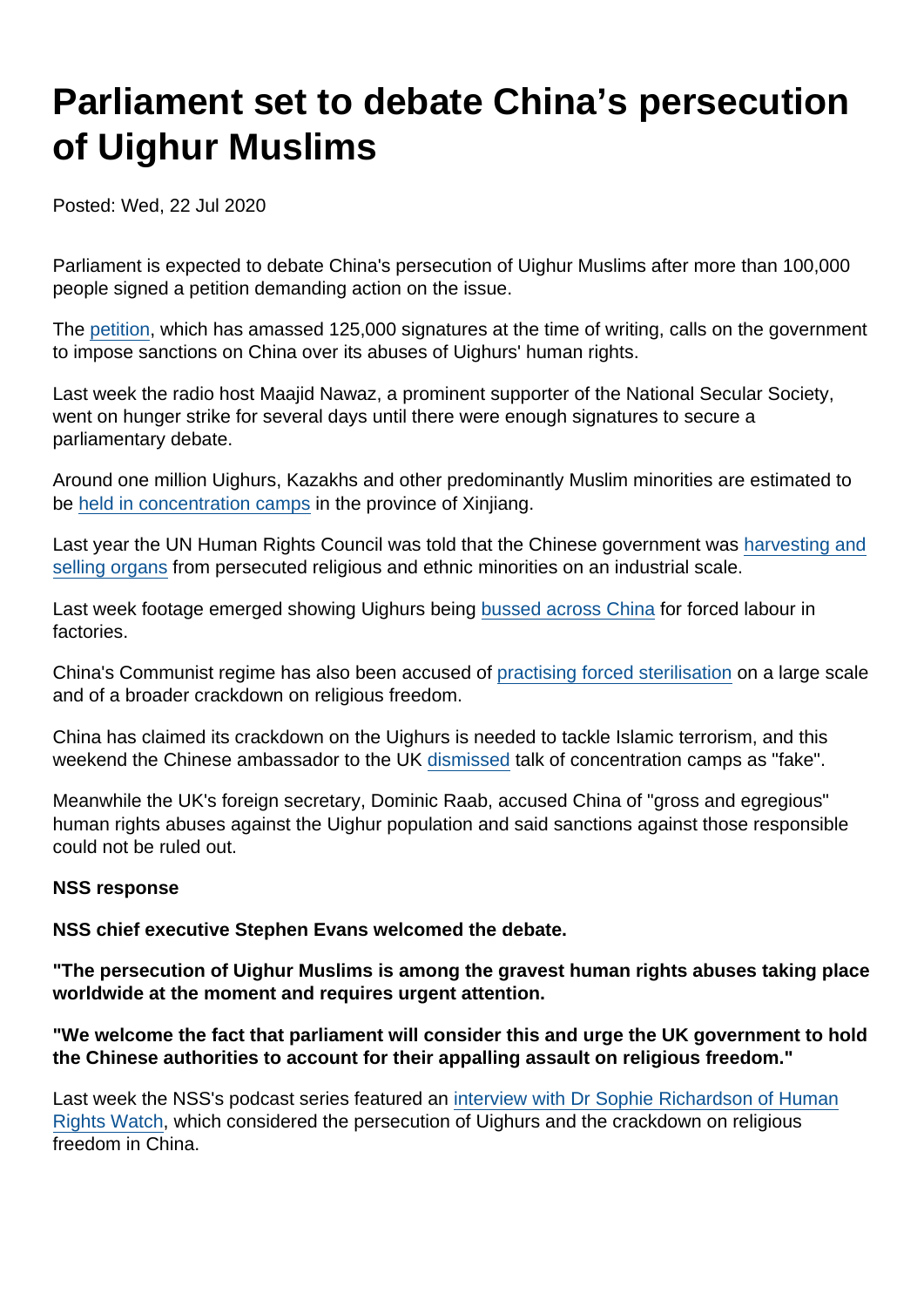# Parliament set to debate China's persecution of Uighur Muslims

Posted: Wed, 22 Jul 2020

Parliament is expected to debate China's persecution of Uighur Muslims after more than 100,000 people signed a petition demanding action on the issue.

The petition, which has amassed 125,000 signatures at the time of writing, calls on the government to impose sanctions on China over its abuses of Uighurs' human rights.

Last week the radio host Maajid Nawaz, a prominent supporter of the National Secular Society, went on hunger strike for several days until there were enough signatures to secure a parliamentary debate.

Around one million Uighurs, Kazakhs and other predominantly Muslim minorities are estimated to be held in concentration camps in the province of Xinjiang.

Last year the UN Human Rights Council was told that the Chinese government was harvesting and selling organs from persecuted religious and ethnic minorities on an industrial scale.

Last week footage emerged showing Uighurs being bussed across China for forced labour in factories.

China's Communist regime has also been accused of practising forced sterilisation on a large scale and of a broader crackdown on religious freedom.

China has claimed its crackdown on the Uighurs is needed to tackle Islamic terrorism, and this weekend the Chinese ambassador to the UK dismissed talk of concentration camps as "fake".

Meanwhile the UK's foreign secretary, Dominic Raab, accused China of "gross and egregious" human rights abuses against the Uighur population and said sanctions against those responsible could not be ruled out.

**NSS response**

**NSS chief executive Stephen Evans welcomed the debate.**

**"The persecution of Uighur Muslims is among the gravest human rights abuses taking place worldwide at the moment and requires urgent attention.**

**"We welcome the fact that parliament will consider this and urge the UK government to hold the Chinese authorities to account for their appalling assault on religious freedom."**

Last week the NSS's podcast series featured an interview with Dr Sophie Richardson of Human Rights Watch, which considered the persecution of Uighurs and the crackdown on religious freedom in China.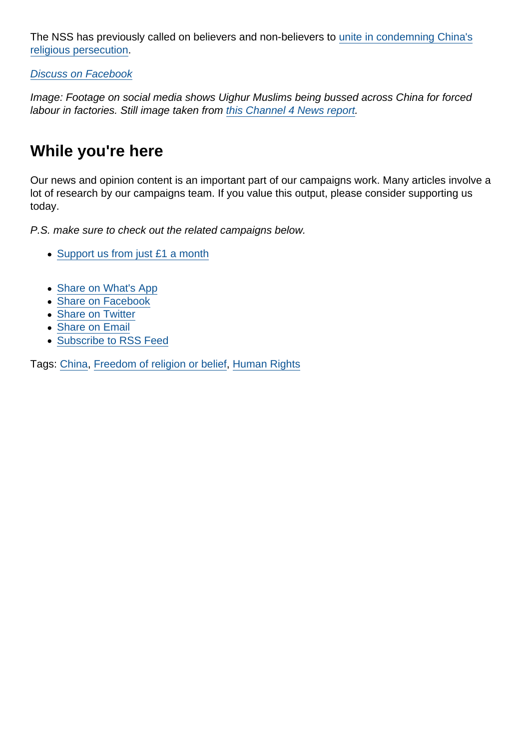The NSS has previously called on believers and non-believers to unite in condemning China's religious persecution.

*Discuss on Facebook*

*Image: Footage on social media shows Uighur Muslims being bussed across China for forced labour in factories. Still image taken from this Channel 4 News report.*

## While you're here

Our news and opinion content is an important part of our campaigns work. Many articles involve a lot of research by our campaigns team. If you value this output, please consider supporting us today.

*P.S. make sure to check out the related campaigns below.*

- Support us from just £1 a month

- Share on What's App
- Share on Facebook
- Share on Twitter
- Share on Email
- Subscribe to RSS Feed

Tags: China, Freedom of religion or belief, Human Rights